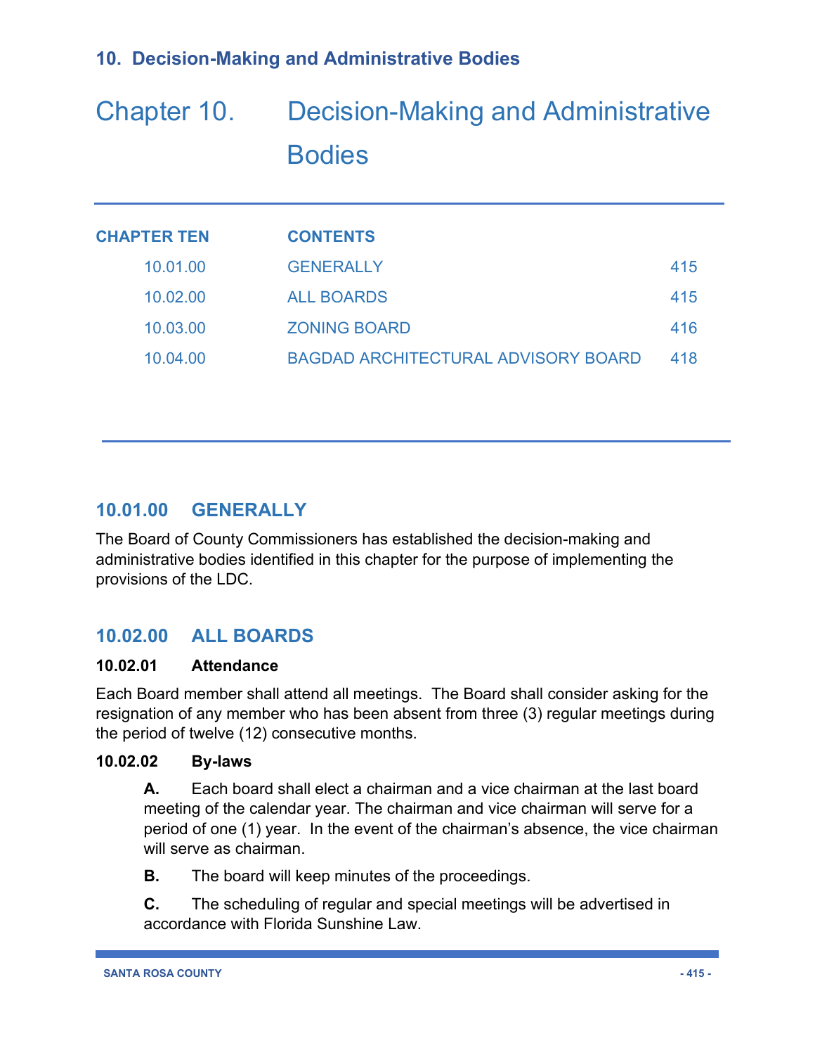# Chapter 10. Decision-Making and Administrative Bodies

| CHAPTER TEN | CONTENTS | |
|---|---|---|
| 10.01.00 | GENERALLY | 415 |
| 10.02.00 | ALL BOARDS | 415 |
| 10.03.00 | ZONING BOARD | 416 |
| 10.04.00 | BAGDAD ARCHITECTURAL ADVISORY BOARD | 418 |

## 10.01.00 GENERALLY

The Board of County Commissioners has established the decision-making and administrative bodies identified in this chapter for the purpose of implementing the provisions of the LDC.

## 10.02.00 ALL BOARDS

### 10.02.01 Attendance

Each Board member shall attend all meetings. The Board shall consider asking for the resignation of any member who has been absent from three (3) regular meetings during the period of twelve (12) consecutive months.

### 10.02.02 By-laws

**A.** Each board shall elect a chairman and a vice chairman at the last board meeting of the calendar year. The chairman and vice chairman will serve for a period of one (1) year. In the event of the chairman's absence, the vice chairman will serve as chairman.

**B.** The board will keep minutes of the proceedings.

**C.** The scheduling of regular and special meetings will be advertised in accordance with Florida Sunshine Law.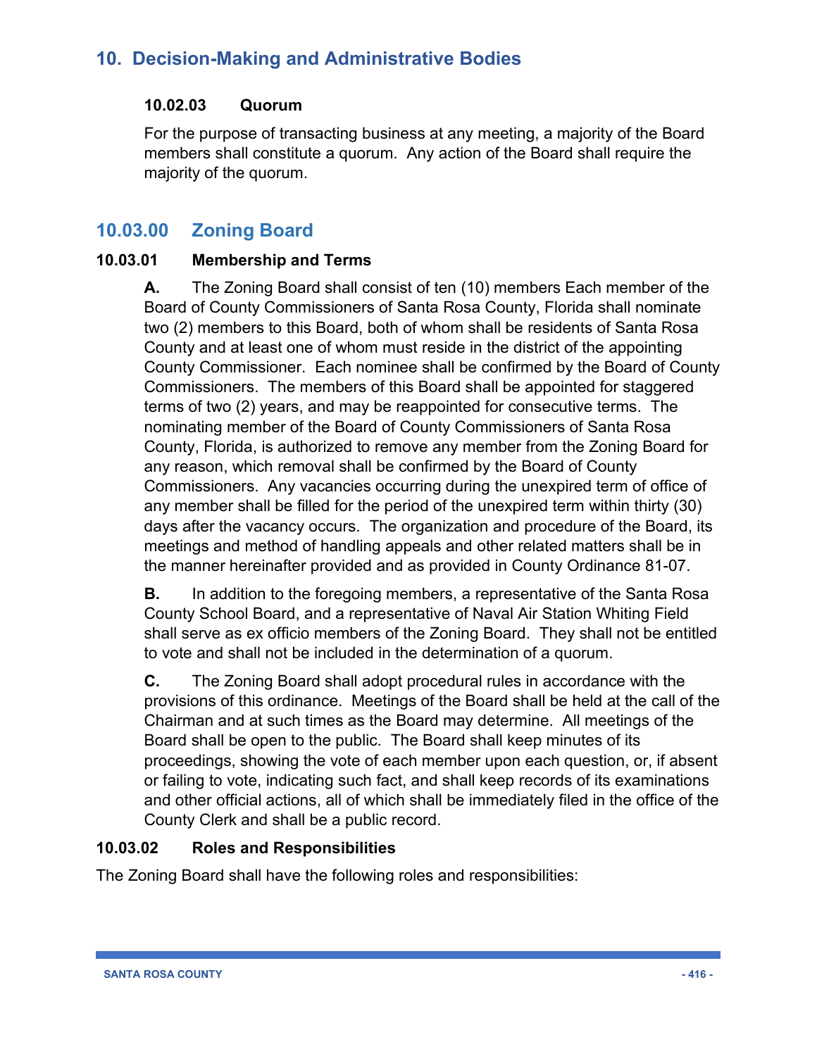#### 10.02.03 Quorum

For the purpose of transacting business at any meeting, a majority of the Board members shall constitute a quorum. Any action of the Board shall require the majority of the quorum.

## 10.03.00 Zoning Board

### 10.03.01 Membership and Terms

**A.** The Zoning Board shall consist of ten (10) members Each member of the Board of County Commissioners of Santa Rosa County, Florida shall nominate two (2) members to this Board, both of whom shall be residents of Santa Rosa County and at least one of whom must reside in the district of the appointing County Commissioner. Each nominee shall be confirmed by the Board of County Commissioners. The members of this Board shall be appointed for staggered terms of two (2) years, and may be reappointed for consecutive terms. The nominating member of the Board of County Commissioners of Santa Rosa County, Florida, is authorized to remove any member from the Zoning Board for any reason, which removal shall be confirmed by the Board of County Commissioners. Any vacancies occurring during the unexpired term of office of any member shall be filled for the period of the unexpired term within thirty (30) days after the vacancy occurs. The organization and procedure of the Board, its meetings and method of handling appeals and other related matters shall be in the manner hereinafter provided and as provided in County Ordinance 81-07.

**B.** In addition to the foregoing members, a representative of the Santa Rosa County School Board, and a representative of Naval Air Station Whiting Field shall serve as ex officio members of the Zoning Board. They shall not be entitled to vote and shall not be included in the determination of a quorum.

**C.** The Zoning Board shall adopt procedural rules in accordance with the provisions of this ordinance. Meetings of the Board shall be held at the call of the Chairman and at such times as the Board may determine. All meetings of the Board shall be open to the public. The Board shall keep minutes of its proceedings, showing the vote of each member upon each question, or, if absent or failing to vote, indicating such fact, and shall keep records of its examinations and other official actions, all of which shall be immediately filed in the office of the County Clerk and shall be a public record.

### 10.03.02 Roles and Responsibilities

The Zoning Board shall have the following roles and responsibilities: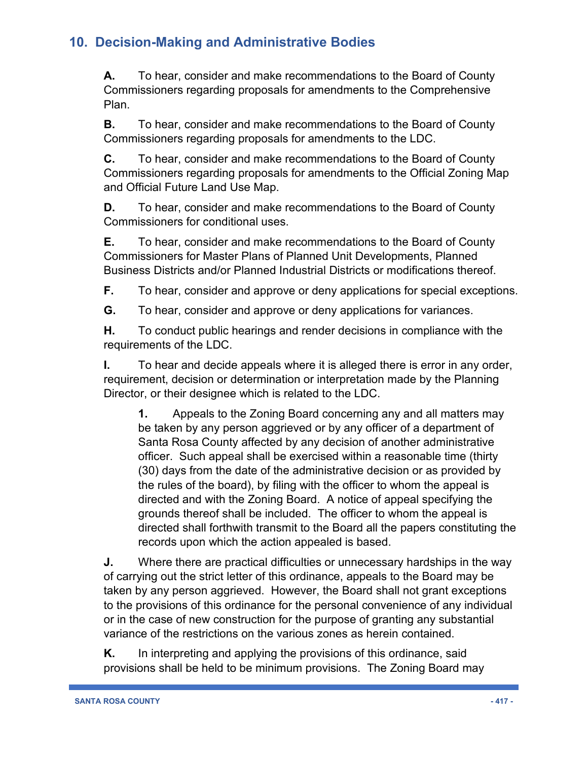## 10. Decision-Making and Administrative Bodies

**A.** To hear, consider and make recommendations to the Board of County Commissioners regarding proposals for amendments to the Comprehensive Plan.

**B.** To hear, consider and make recommendations to the Board of County Commissioners regarding proposals for amendments to the LDC.

**C.** To hear, consider and make recommendations to the Board of County Commissioners regarding proposals for amendments to the Official Zoning Map and Official Future Land Use Map.

**D.** To hear, consider and make recommendations to the Board of County Commissioners for conditional uses.

**E.** To hear, consider and make recommendations to the Board of County Commissioners for Master Plans of Planned Unit Developments, Planned Business Districts and/or Planned Industrial Districts or modifications thereof.

**F.** To hear, consider and approve or deny applications for special exceptions.

**G.** To hear, consider and approve or deny applications for variances.

**H.** To conduct public hearings and render decisions in compliance with the requirements of the LDC.

**I.** To hear and decide appeals where it is alleged there is error in any order, requirement, decision or determination or interpretation made by the Planning Director, or their designee which is related to the LDC.

> **1.** Appeals to the Zoning Board concerning any and all matters may be taken by any person aggrieved or by any officer of a department of Santa Rosa County affected by any decision of another administrative officer. Such appeal shall be exercised within a reasonable time (thirty (30) days from the date of the administrative decision or as provided by the rules of the board), by filing with the officer to whom the appeal is directed and with the Zoning Board. A notice of appeal specifying the grounds thereof shall be included. The officer to whom the appeal is directed shall forthwith transmit to the Board all the papers constituting the records upon which the action appealed is based.

**J.** Where there are practical difficulties or unnecessary hardships in the way of carrying out the strict letter of this ordinance, appeals to the Board may be taken by any person aggrieved. However, the Board shall not grant exceptions to the provisions of this ordinance for the personal convenience of any individual or in the case of new construction for the purpose of granting any substantial variance of the restrictions on the various zones as herein contained.

**K.** In interpreting and applying the provisions of this ordinance, said provisions shall be held to be minimum provisions. The Zoning Board may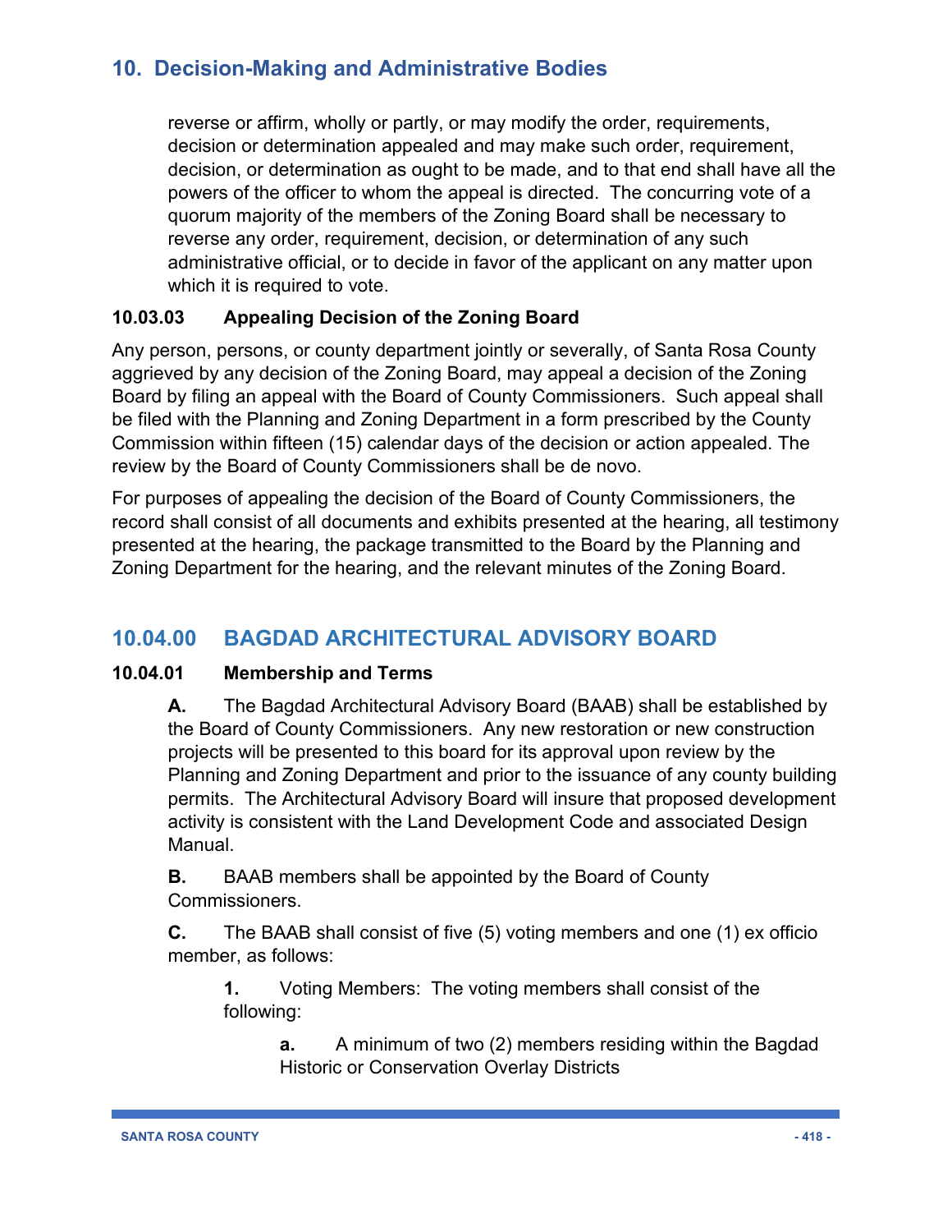reverse or affirm, wholly or partly, or may modify the order, requirements, decision or determination appealed and may make such order, requirement, decision, or determination as ought to be made, and to that end shall have all the powers of the officer to whom the appeal is directed. The concurring vote of a quorum majority of the members of the Zoning Board shall be necessary to reverse any order, requirement, decision, or determination of any such administrative official, or to decide in favor of the applicant on any matter upon which it is required to vote.

#### 10.03.03 Appealing Decision of the Zoning Board

Any person, persons, or county department jointly or severally, of Santa Rosa County aggrieved by any decision of the Zoning Board, may appeal a decision of the Zoning Board by filing an appeal with the Board of County Commissioners. Such appeal shall be filed with the Planning and Zoning Department in a form prescribed by the County Commission within fifteen (15) calendar days of the decision or action appealed. The review by the Board of County Commissioners shall be de novo.

For purposes of appealing the decision of the Board of County Commissioners, the record shall consist of all documents and exhibits presented at the hearing, all testimony presented at the hearing, the package transmitted to the Board by the Planning and Zoning Department for the hearing, and the relevant minutes of the Zoning Board.

## 10.04.00 BAGDAD ARCHITECTURAL ADVISORY BOARD

#### 10.04.01 Membership and Terms

**A.** The Bagdad Architectural Advisory Board (BAAB) shall be established by the Board of County Commissioners. Any new restoration or new construction projects will be presented to this board for its approval upon review by the Planning and Zoning Department and prior to the issuance of any county building permits. The Architectural Advisory Board will insure that proposed development activity is consistent with the Land Development Code and associated Design Manual.

**B.** BAAB members shall be appointed by the Board of County Commissioners.

**C.** The BAAB shall consist of five (5) voting members and one (1) ex officio member, as follows:

**1.** Voting Members: The voting members shall consist of the following:

**a.** A minimum of two (2) members residing within the Bagdad Historic or Conservation Overlay Districts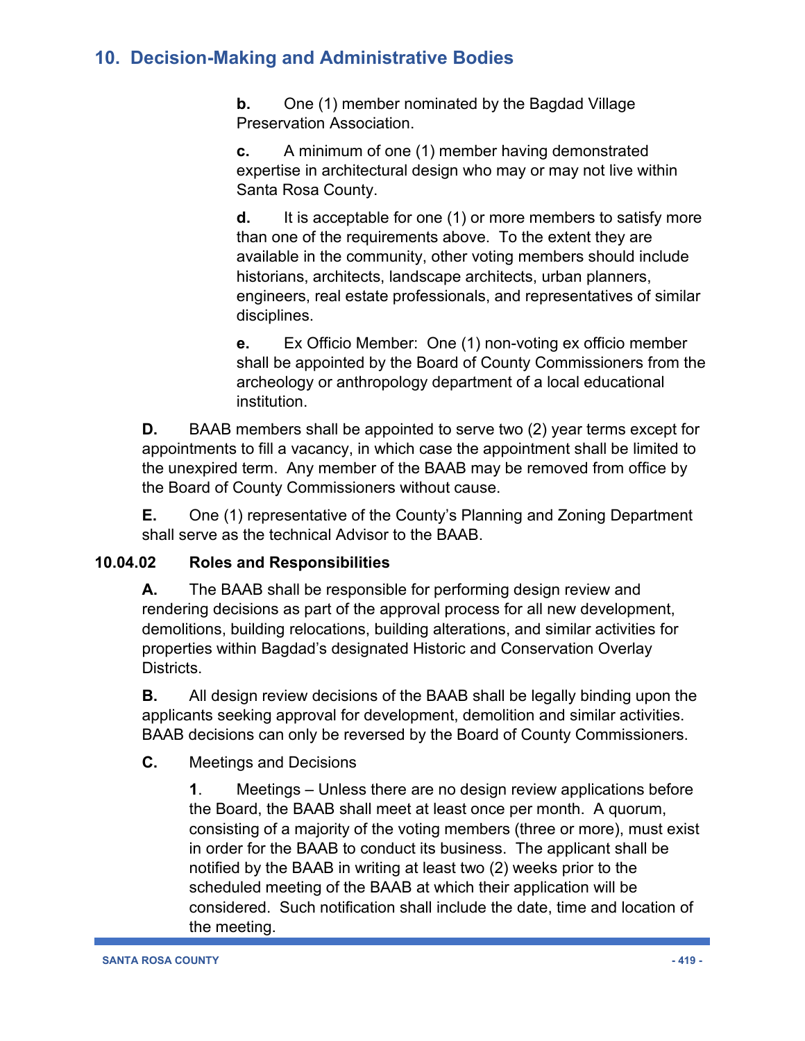**b.** One (1) member nominated by the Bagdad Village Preservation Association.

**c.** A minimum of one (1) member having demonstrated expertise in architectural design who may or may not live within Santa Rosa County.

**d.** It is acceptable for one (1) or more members to satisfy more than one of the requirements above. To the extent they are available in the community, other voting members should include historians, architects, landscape architects, urban planners, engineers, real estate professionals, and representatives of similar disciplines.

**e.** Ex Officio Member: One (1) non-voting ex officio member shall be appointed by the Board of County Commissioners from the archeology or anthropology department of a local educational institution.

**D.** BAAB members shall be appointed to serve two (2) year terms except for appointments to fill a vacancy, in which case the appointment shall be limited to the unexpired term. Any member of the BAAB may be removed from office by the Board of County Commissioners without cause.

**E.** One (1) representative of the County's Planning and Zoning Department shall serve as the technical Advisor to the BAAB.

### 10.04.02 Roles and Responsibilities

**A.** The BAAB shall be responsible for performing design review and rendering decisions as part of the approval process for all new development, demolitions, building relocations, building alterations, and similar activities for properties within Bagdad's designated Historic and Conservation Overlay Districts.

**B.** All design review decisions of the BAAB shall be legally binding upon the applicants seeking approval for development, demolition and similar activities. BAAB decisions can only be reversed by the Board of County Commissioners.

**C.** Meetings and Decisions

**1**. Meetings – Unless there are no design review applications before the Board, the BAAB shall meet at least once per month. A quorum, consisting of a majority of the voting members (three or more), must exist in order for the BAAB to conduct its business. The applicant shall be notified by the BAAB in writing at least two (2) weeks prior to the scheduled meeting of the BAAB at which their application will be considered. Such notification shall include the date, time and location of the meeting.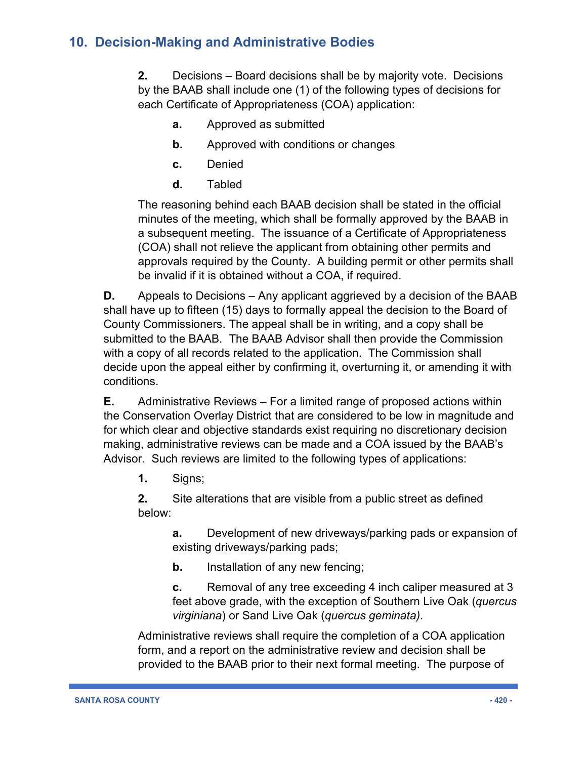## 10. Decision-Making and Administrative Bodies

**2.** Decisions – Board decisions shall be by majority vote. Decisions by the BAAB shall include one (1) of the following types of decisions for each Certificate of Appropriateness (COA) application:

**a.** Approved as submitted

**b.** Approved with conditions or changes

**c.** Denied

**d.** Tabled

The reasoning behind each BAAB decision shall be stated in the official minutes of the meeting, which shall be formally approved by the BAAB in a subsequent meeting. The issuance of a Certificate of Appropriateness (COA) shall not relieve the applicant from obtaining other permits and approvals required by the County. A building permit or other permits shall be invalid if it is obtained without a COA, if required.

**D.** Appeals to Decisions – Any applicant aggrieved by a decision of the BAAB shall have up to fifteen (15) days to formally appeal the decision to the Board of County Commissioners. The appeal shall be in writing, and a copy shall be submitted to the BAAB. The BAAB Advisor shall then provide the Commission with a copy of all records related to the application. The Commission shall decide upon the appeal either by confirming it, overturning it, or amending it with conditions.

**E.** Administrative Reviews – For a limited range of proposed actions within the Conservation Overlay District that are considered to be low in magnitude and for which clear and objective standards exist requiring no discretionary decision making, administrative reviews can be made and a COA issued by the BAAB's Advisor. Such reviews are limited to the following types of applications:

**1.** Signs;

**2.** Site alterations that are visible from a public street as defined below:

**a.** Development of new driveways/parking pads or expansion of existing driveways/parking pads;

**b.** Installation of any new fencing;

**c.** Removal of any tree exceeding 4 inch caliper measured at 3 feet above grade, with the exception of Southern Live Oak (*quercus virginiana*) or Sand Live Oak (*quercus geminata)*.

Administrative reviews shall require the completion of a COA application form, and a report on the administrative review and decision shall be provided to the BAAB prior to their next formal meeting. The purpose of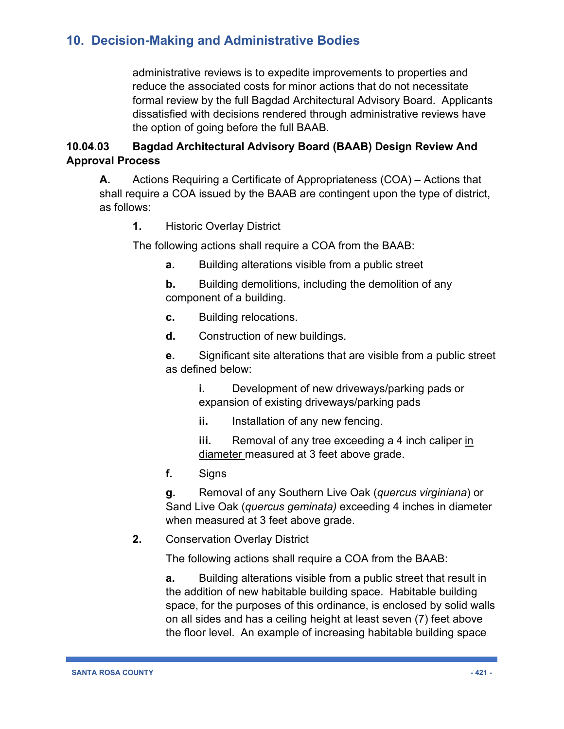administrative reviews is to expedite improvements to properties and reduce the associated costs for minor actions that do not necessitate formal review by the full Bagdad Architectural Advisory Board. Applicants dissatisfied with decisions rendered through administrative reviews have the option of going before the full BAAB.

**10.04.03 Bagdad Architectural Advisory Board (BAAB) Design Review And Approval Process**

**A.** Actions Requiring a Certificate of Appropriateness (COA) – Actions that shall require a COA issued by the BAAB are contingent upon the type of district, as follows:

**1.** Historic Overlay District

The following actions shall require a COA from the BAAB:

**a.** Building alterations visible from a public street

**b.** Building demolitions, including the demolition of any component of a building.

**c.** Building relocations.

**d.** Construction of new buildings.

**e.** Significant site alterations that are visible from a public street as defined below:

**i.** Development of new driveways/parking pads or expansion of existing driveways/parking pads

**ii.** Installation of any new fencing.

**iii.** Removal of any tree exceeding a 4 inch ~~caliper~~ <u>in diameter</u> measured at 3 feet above grade.

**f.** Signs

**g.** Removal of any Southern Live Oak (*quercus virginiana*) or Sand Live Oak (*quercus geminata)* exceeding 4 inches in diameter when measured at 3 feet above grade.

**2.** Conservation Overlay District

The following actions shall require a COA from the BAAB:

**a.** Building alterations visible from a public street that result in the addition of new habitable building space. Habitable building space, for the purposes of this ordinance, is enclosed by solid walls on all sides and has a ceiling height at least seven (7) feet above the floor level. An example of increasing habitable building space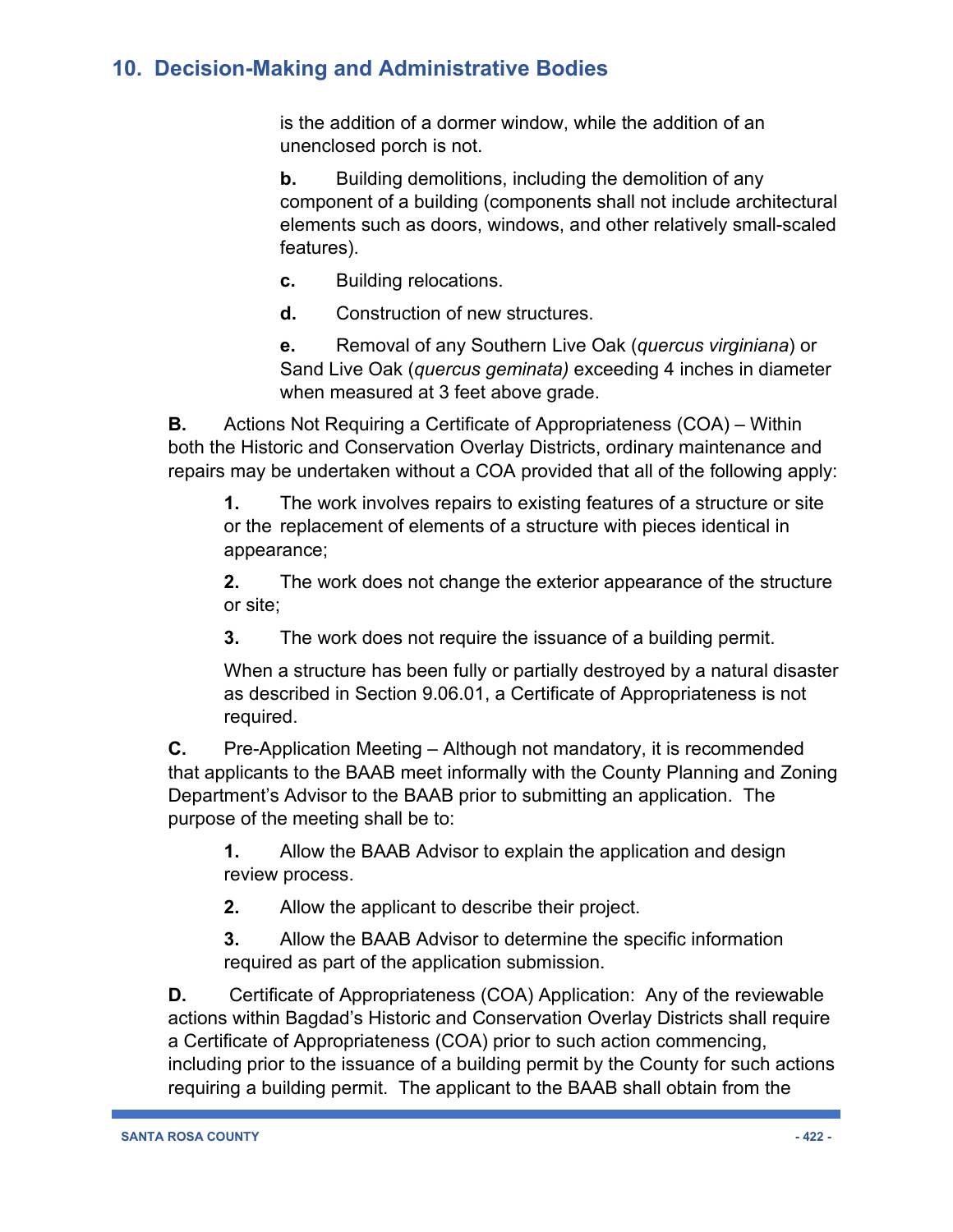is the addition of a dormer window, while the addition of an unenclosed porch is not.

**b.** Building demolitions, including the demolition of any component of a building (components shall not include architectural elements such as doors, windows, and other relatively small-scaled features).

**c.** Building relocations.

**d.** Construction of new structures.

**e.** Removal of any Southern Live Oak (*quercus virginiana*) or Sand Live Oak (*quercus geminata)* exceeding 4 inches in diameter when measured at 3 feet above grade.

**B.** Actions Not Requiring a Certificate of Appropriateness (COA) – Within both the Historic and Conservation Overlay Districts, ordinary maintenance and repairs may be undertaken without a COA provided that all of the following apply:

**1.** The work involves repairs to existing features of a structure or site or the replacement of elements of a structure with pieces identical in appearance;

**2.** The work does not change the exterior appearance of the structure or site;

**3.** The work does not require the issuance of a building permit.

When a structure has been fully or partially destroyed by a natural disaster as described in Section 9.06.01, a Certificate of Appropriateness is not required.

**C.** Pre-Application Meeting – Although not mandatory, it is recommended that applicants to the BAAB meet informally with the County Planning and Zoning Department's Advisor to the BAAB prior to submitting an application. The purpose of the meeting shall be to:

**1.** Allow the BAAB Advisor to explain the application and design review process.

**2.** Allow the applicant to describe their project.

**3.** Allow the BAAB Advisor to determine the specific information required as part of the application submission.

**D.** Certificate of Appropriateness (COA) Application: Any of the reviewable actions within Bagdad's Historic and Conservation Overlay Districts shall require a Certificate of Appropriateness (COA) prior to such action commencing, including prior to the issuance of a building permit by the County for such actions requiring a building permit. The applicant to the BAAB shall obtain from the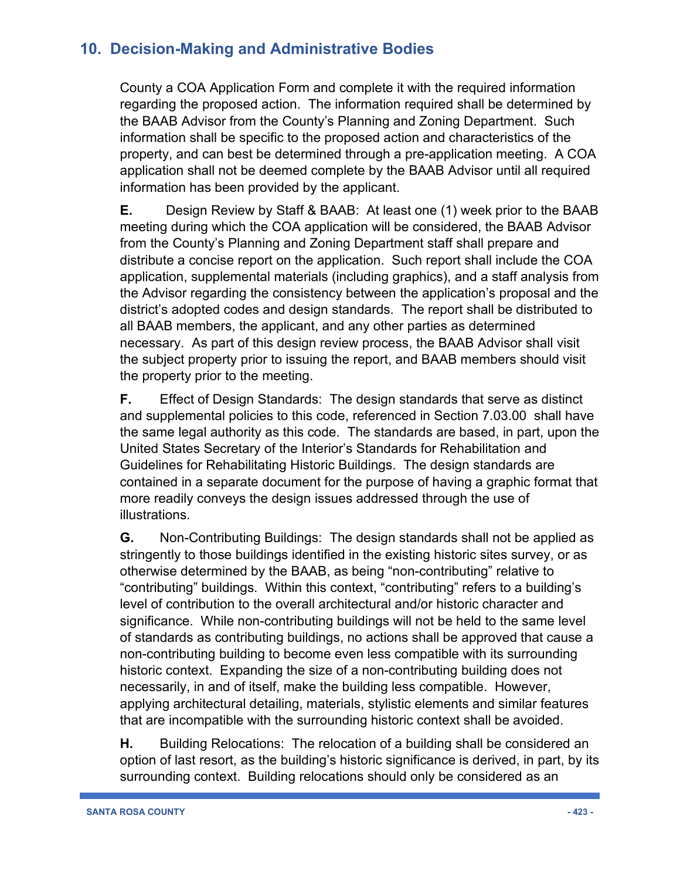County a COA Application Form and complete it with the required information regarding the proposed action. The information required shall be determined by the BAAB Advisor from the County's Planning and Zoning Department. Such information shall be specific to the proposed action and characteristics of the property, and can best be determined through a pre-application meeting. A COA application shall not be deemed complete by the BAAB Advisor until all required information has been provided by the applicant.

**E.** Design Review by Staff & BAAB: At least one (1) week prior to the BAAB meeting during which the COA application will be considered, the BAAB Advisor from the County's Planning and Zoning Department staff shall prepare and distribute a concise report on the application. Such report shall include the COA application, supplemental materials (including graphics), and a staff analysis from the Advisor regarding the consistency between the application's proposal and the district's adopted codes and design standards. The report shall be distributed to all BAAB members, the applicant, and any other parties as determined necessary. As part of this design review process, the BAAB Advisor shall visit the subject property prior to issuing the report, and BAAB members should visit the property prior to the meeting.

**F.** Effect of Design Standards: The design standards that serve as distinct and supplemental policies to this code, referenced in Section 7.03.00 shall have the same legal authority as this code. The standards are based, in part, upon the United States Secretary of the Interior's Standards for Rehabilitation and Guidelines for Rehabilitating Historic Buildings. The design standards are contained in a separate document for the purpose of having a graphic format that more readily conveys the design issues addressed through the use of illustrations.

**G.** Non-Contributing Buildings: The design standards shall not be applied as stringently to those buildings identified in the existing historic sites survey, or as otherwise determined by the BAAB, as being "non-contributing" relative to "contributing" buildings. Within this context, "contributing" refers to a building's level of contribution to the overall architectural and/or historic character and significance. While non-contributing buildings will not be held to the same level of standards as contributing buildings, no actions shall be approved that cause a non-contributing building to become even less compatible with its surrounding historic context. Expanding the size of a non-contributing building does not necessarily, in and of itself, make the building less compatible. However, applying architectural detailing, materials, stylistic elements and similar features that are incompatible with the surrounding historic context shall be avoided.

**H.** Building Relocations: The relocation of a building shall be considered an option of last resort, as the building's historic significance is derived, in part, by its surrounding context. Building relocations should only be considered as an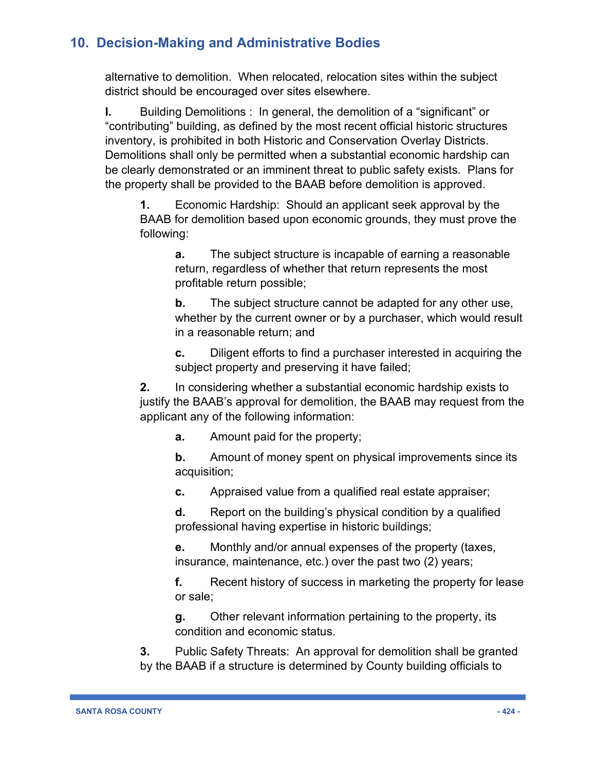alternative to demolition. When relocated, relocation sites within the subject district should be encouraged over sites elsewhere.

**l.** Building Demolitions : In general, the demolition of a "significant" or "contributing" building, as defined by the most recent official historic structures inventory, is prohibited in both Historic and Conservation Overlay Districts. Demolitions shall only be permitted when a substantial economic hardship can be clearly demonstrated or an imminent threat to public safety exists. Plans for the property shall be provided to the BAAB before demolition is approved.

**1.** Economic Hardship: Should an applicant seek approval by the BAAB for demolition based upon economic grounds, they must prove the following:

**a.** The subject structure is incapable of earning a reasonable return, regardless of whether that return represents the most profitable return possible;

**b.** The subject structure cannot be adapted for any other use, whether by the current owner or by a purchaser, which would result in a reasonable return; and

**c.** Diligent efforts to find a purchaser interested in acquiring the subject property and preserving it have failed;

**2.** In considering whether a substantial economic hardship exists to justify the BAAB's approval for demolition, the BAAB may request from the applicant any of the following information:

**a.** Amount paid for the property;

**b.** Amount of money spent on physical improvements since its acquisition;

**c.** Appraised value from a qualified real estate appraiser;

**d.** Report on the building's physical condition by a qualified professional having expertise in historic buildings;

**e.** Monthly and/or annual expenses of the property (taxes, insurance, maintenance, etc.) over the past two (2) years;

**f.** Recent history of success in marketing the property for lease or sale;

**g.** Other relevant information pertaining to the property, its condition and economic status.

**3.** Public Safety Threats: An approval for demolition shall be granted by the BAAB if a structure is determined by County building officials to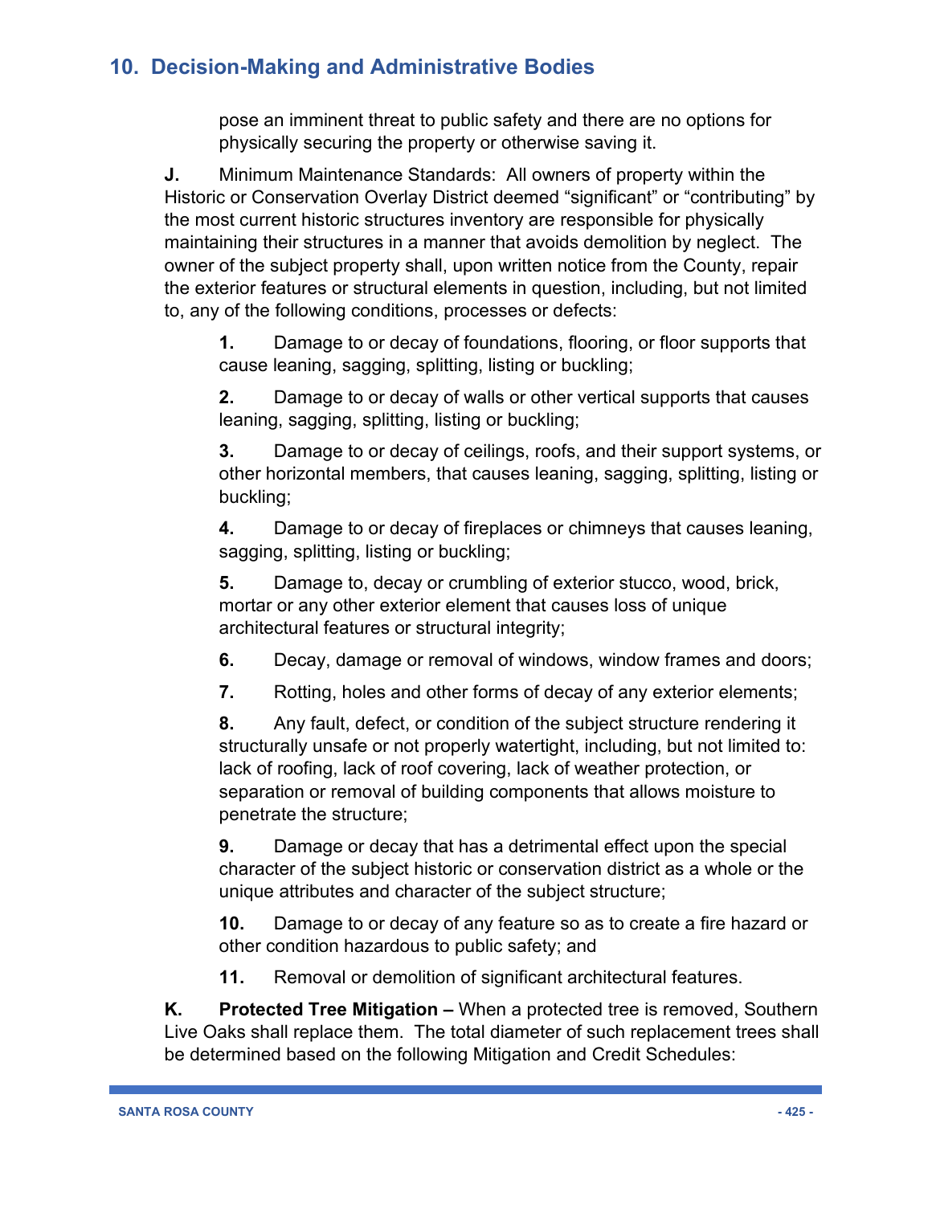pose an imminent threat to public safety and there are no options for physically securing the property or otherwise saving it.

**J.** Minimum Maintenance Standards: All owners of property within the Historic or Conservation Overlay District deemed "significant" or "contributing" by the most current historic structures inventory are responsible for physically maintaining their structures in a manner that avoids demolition by neglect. The owner of the subject property shall, upon written notice from the County, repair the exterior features or structural elements in question, including, but not limited to, any of the following conditions, processes or defects:

**1.** Damage to or decay of foundations, flooring, or floor supports that cause leaning, sagging, splitting, listing or buckling;

**2.** Damage to or decay of walls or other vertical supports that causes leaning, sagging, splitting, listing or buckling;

**3.** Damage to or decay of ceilings, roofs, and their support systems, or other horizontal members, that causes leaning, sagging, splitting, listing or buckling;

**4.** Damage to or decay of fireplaces or chimneys that causes leaning, sagging, splitting, listing or buckling;

**5.** Damage to, decay or crumbling of exterior stucco, wood, brick, mortar or any other exterior element that causes loss of unique architectural features or structural integrity;

**6.** Decay, damage or removal of windows, window frames and doors;

**7.** Rotting, holes and other forms of decay of any exterior elements;

**8.** Any fault, defect, or condition of the subject structure rendering it structurally unsafe or not properly watertight, including, but not limited to: lack of roofing, lack of roof covering, lack of weather protection, or separation or removal of building components that allows moisture to penetrate the structure;

**9.** Damage or decay that has a detrimental effect upon the special character of the subject historic or conservation district as a whole or the unique attributes and character of the subject structure;

**10.** Damage to or decay of any feature so as to create a fire hazard or other condition hazardous to public safety; and

**11.** Removal or demolition of significant architectural features.

**K. Protected Tree Mitigation –** When a protected tree is removed, Southern Live Oaks shall replace them. The total diameter of such replacement trees shall be determined based on the following Mitigation and Credit Schedules: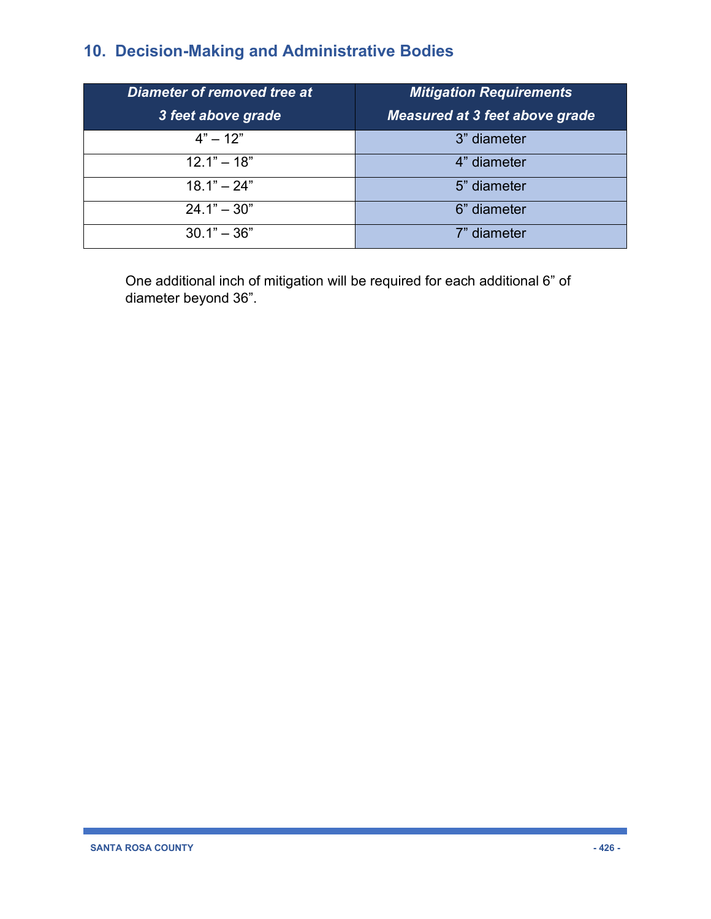## 10. Decision-Making and Administrative Bodies

| *Diameter of removed tree at 3 feet above grade* | *Mitigation Requirements Measured at 3 feet above grade* |
|---|---|
| 4” – 12” | 3” diameter |
| 12.1” – 18” | 4” diameter |
| 18.1” – 24” | 5” diameter |
| 24.1” – 30” | 6” diameter |
| 30.1” – 36” | 7” diameter |

One additional inch of mitigation will be required for each additional 6” of diameter beyond 36”.